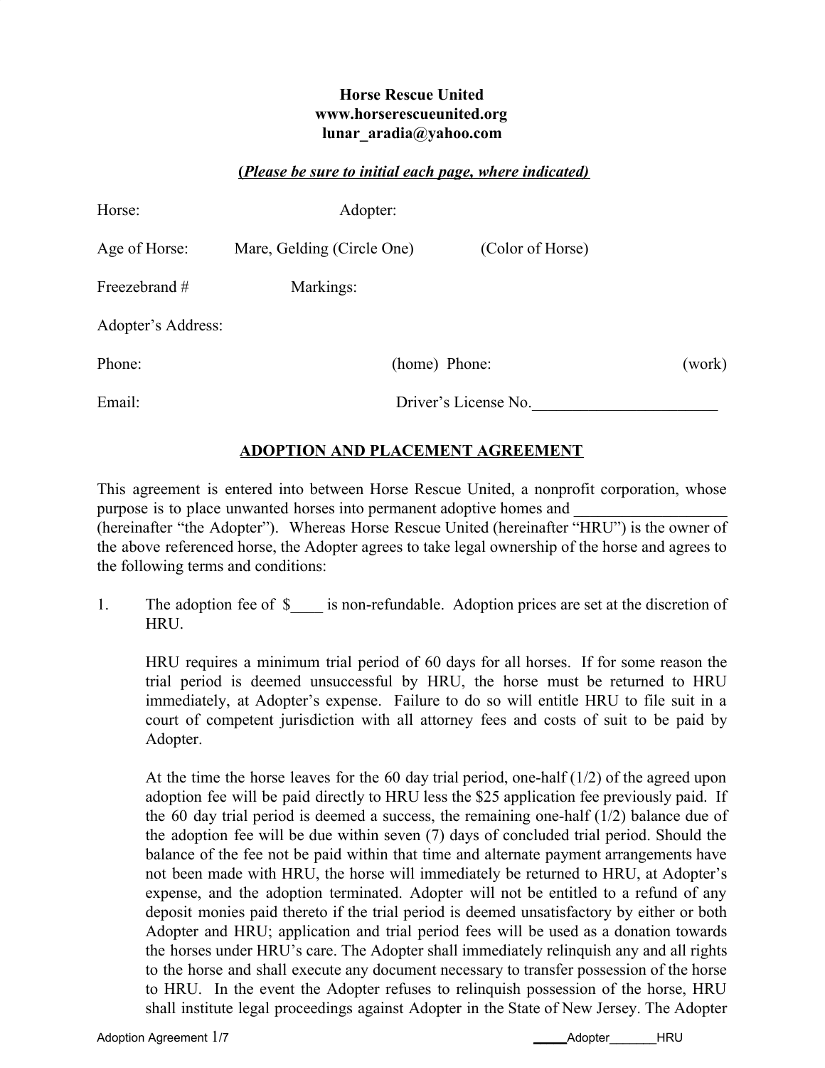**Horse Rescue United**
**www.horserescueunited.org**
**lunar_aradia@yahoo.com**

***(Please be sure to initial each page, where indicated)***

Horse: Adopter:

Age of Horse: Mare, Gelding (Circle One) (Color of Horse)

Freezebrand # Markings:

Adopter's Address:

Phone: (home) Phone: (work)

Email: Driver's License No.________________________

## ADOPTION AND PLACEMENT AGREEMENT

This agreement is entered into between Horse Rescue United, a nonprofit corporation, whose purpose is to place unwanted horses into permanent adoptive homes and ___________________ (hereinafter "the Adopter"). Whereas Horse Rescue United (hereinafter "HRU") is the owner of the above referenced horse, the Adopter agrees to take legal ownership of the horse and agrees to the following terms and conditions:

1. The adoption fee of $____ is non-refundable. Adoption prices are set at the discretion of HRU.

   HRU requires a minimum trial period of 60 days for all horses. If for some reason the trial period is deemed unsuccessful by HRU, the horse must be returned to HRU immediately, at Adopter's expense. Failure to do so will entitle HRU to file suit in a court of competent jurisdiction with all attorney fees and costs of suit to be paid by Adopter.

   At the time the horse leaves for the 60 day trial period, one-half (1/2) of the agreed upon adoption fee will be paid directly to HRU less the $25 application fee previously paid. If the 60 day trial period is deemed a success, the remaining one-half (1/2) balance due of the adoption fee will be due within seven (7) days of concluded trial period. Should the balance of the fee not be paid within that time and alternate payment arrangements have not been made with HRU, the horse will immediately be returned to HRU, at Adopter's expense, and the adoption terminated. Adopter will not be entitled to a refund of any deposit monies paid thereto if the trial period is deemed unsatisfactory by either or both Adopter and HRU; application and trial period fees will be used as a donation towards the horses under HRU's care. The Adopter shall immediately relinquish any and all rights to the horse and shall execute any document necessary to transfer possession of the horse to HRU. In the event the Adopter refuses to relinquish possession of the horse, HRU shall institute legal proceedings against Adopter in the State of New Jersey. The Adopter

_____Adopter_______HRU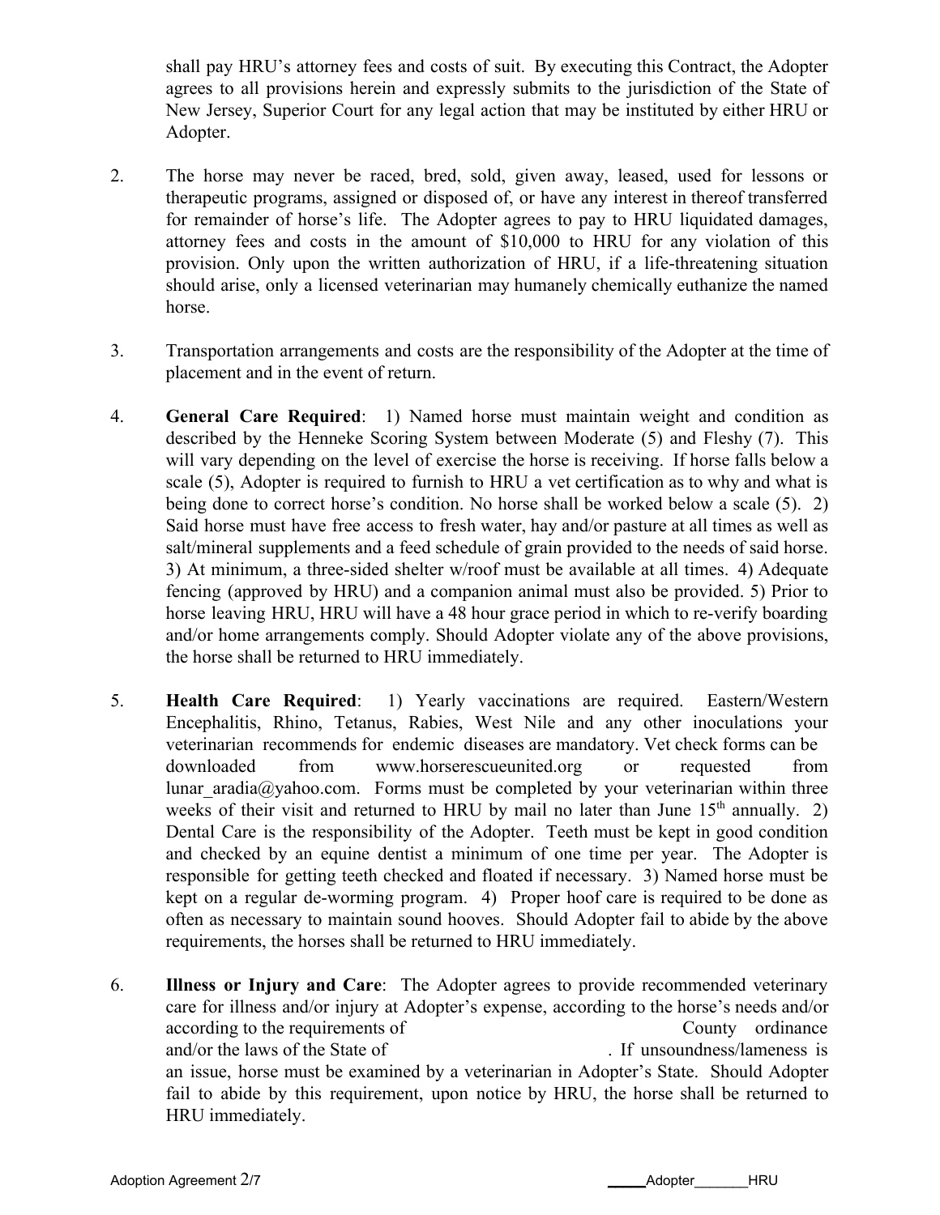shall pay HRU's attorney fees and costs of suit. By executing this Contract, the Adopter agrees to all provisions herein and expressly submits to the jurisdiction of the State of New Jersey, Superior Court for any legal action that may be instituted by either HRU or Adopter.

2. The horse may never be raced, bred, sold, given away, leased, used for lessons or therapeutic programs, assigned or disposed of, or have any interest in thereof transferred for remainder of horse's life. The Adopter agrees to pay to HRU liquidated damages, attorney fees and costs in the amount of $10,000 to HRU for any violation of this provision. Only upon the written authorization of HRU, if a life-threatening situation should arise, only a licensed veterinarian may humanely chemically euthanize the named horse.

3. Transportation arrangements and costs are the responsibility of the Adopter at the time of placement and in the event of return.

4. **General Care Required**: 1) Named horse must maintain weight and condition as described by the Henneke Scoring System between Moderate (5) and Fleshy (7). This will vary depending on the level of exercise the horse is receiving. If horse falls below a scale (5), Adopter is required to furnish to HRU a vet certification as to why and what is being done to correct horse's condition. No horse shall be worked below a scale (5). 2) Said horse must have free access to fresh water, hay and/or pasture at all times as well as salt/mineral supplements and a feed schedule of grain provided to the needs of said horse. 3) At minimum, a three-sided shelter w/roof must be available at all times. 4) Adequate fencing (approved by HRU) and a companion animal must also be provided. 5) Prior to horse leaving HRU, HRU will have a 48 hour grace period in which to re-verify boarding and/or home arrangements comply. Should Adopter violate any of the above provisions, the horse shall be returned to HRU immediately.

5. **Health Care Required**: 1) Yearly vaccinations are required. Eastern/Western Encephalitis, Rhino, Tetanus, Rabies, West Nile and any other inoculations your veterinarian recommends for endemic diseases are mandatory. Vet check forms can be downloaded from www.horserescueunited.org or requested from lunar_aradia@yahoo.com. Forms must be completed by your veterinarian within three weeks of their visit and returned to HRU by mail no later than June 15th annually. 2) Dental Care is the responsibility of the Adopter. Teeth must be kept in good condition and checked by an equine dentist a minimum of one time per year. The Adopter is responsible for getting teeth checked and floated if necessary. 3) Named horse must be kept on a regular de-worming program. 4) Proper hoof care is required to be done as often as necessary to maintain sound hooves. Should Adopter fail to abide by the above requirements, the horses shall be returned to HRU immediately.

6. **Illness or Injury and Care**: The Adopter agrees to provide recommended veterinary care for illness and/or injury at Adopter's expense, according to the horse's needs and/or according to the requirements of \_\_\_\_\_\_\_\_\_\_\_\_\_\_\_\_\_\_\_\_ County ordinance and/or the laws of the State of \_\_\_\_\_\_\_\_\_\_\_\_\_\_\_\_\_\_\_\_. If unsoundness/lameness is an issue, horse must be examined by a veterinarian in Adopter's State. Should Adopter fail to abide by this requirement, upon notice by HRU, the horse shall be returned to HRU immediately.

\_\_\_\_\_Adopter\_\_\_\_\_\_\_HRU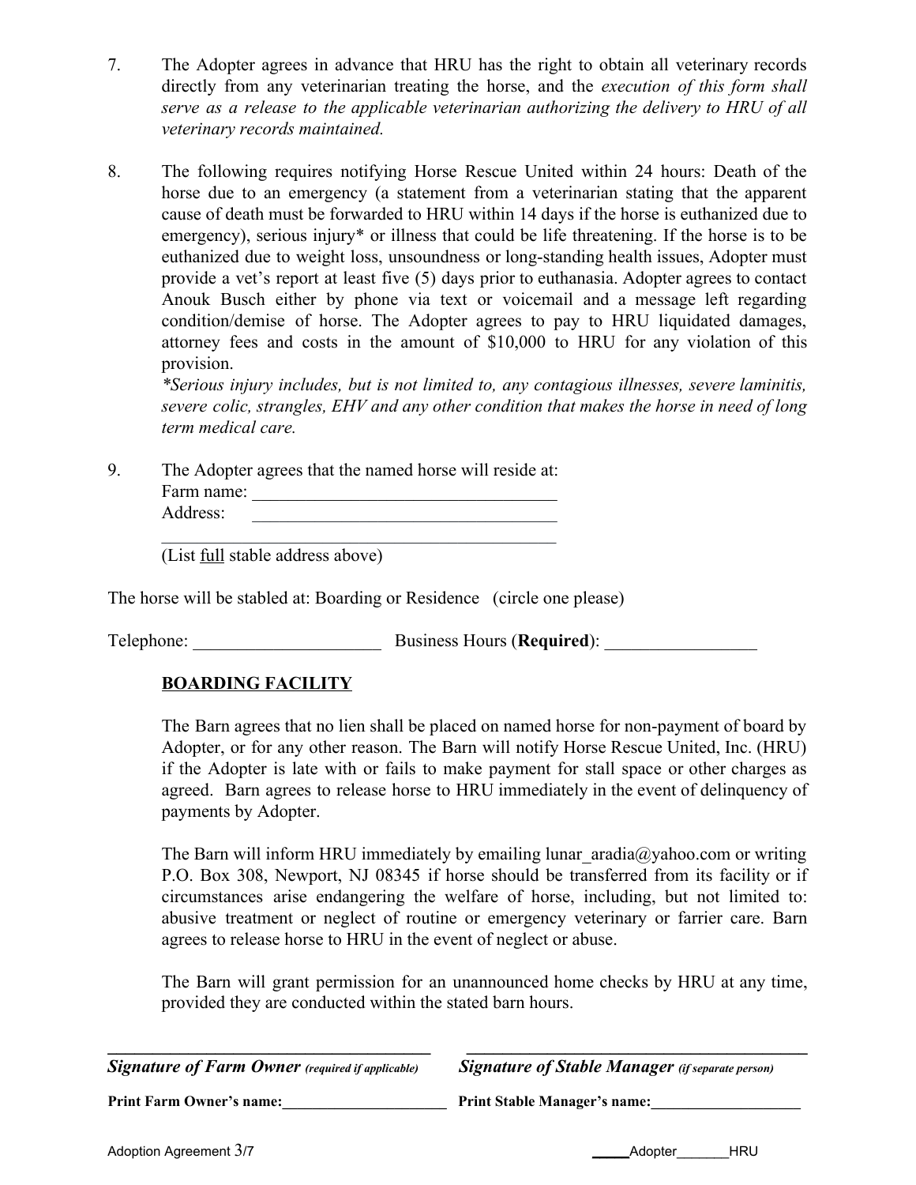7. The Adopter agrees in advance that HRU has the right to obtain all veterinary records directly from any veterinarian treating the horse, and the *execution of this form shall serve as a release to the applicable veterinarian authorizing the delivery to HRU of all veterinary records maintained.*

8. The following requires notifying Horse Rescue United within 24 hours: Death of the horse due to an emergency (a statement from a veterinarian stating that the apparent cause of death must be forwarded to HRU within 14 days if the horse is euthanized due to emergency), serious injury* or illness that could be life threatening. If the horse is to be euthanized due to weight loss, unsoundness or long-standing health issues, Adopter must provide a vet's report at least five (5) days prior to euthanasia. Adopter agrees to contact Anouk Busch either by phone via text or voicemail and a message left regarding condition/demise of horse. The Adopter agrees to pay to HRU liquidated damages, attorney fees and costs in the amount of $10,000 to HRU for any violation of this provision.
   *\*Serious injury includes, but is not limited to, any contagious illnesses, severe laminitis, severe colic, strangles, EHV and any other condition that makes the horse in need of long term medical care.*

9. The Adopter agrees that the named horse will reside at:
   Farm name: ___________________________________
   Address: ___________________________________
   ______________________________________________
   (List full stable address above)

The horse will be stabled at: Boarding or Residence (circle one please)

Telephone: _____________________ Business Hours (**Required**): _________________

**BOARDING FACILITY**

The Barn agrees that no lien shall be placed on named horse for non-payment of board by Adopter, or for any other reason. The Barn will notify Horse Rescue United, Inc. (HRU) if the Adopter is late with or fails to make payment for stall space or other charges as agreed. Barn agrees to release horse to HRU immediately in the event of delinquency of payments by Adopter.

The Barn will inform HRU immediately by emailing lunar_aradia@yahoo.com or writing P.O. Box 308, Newport, NJ 08345 if horse should be transferred from its facility or if circumstances arise endangering the welfare of horse, including, but not limited to: abusive treatment or neglect of routine or emergency veterinary or farrier care. Barn agrees to release horse to HRU in the event of neglect or abuse.

The Barn will grant permission for an unannounced home checks by HRU at any time, provided they are conducted within the stated barn hours.

_________________________________________ _________________________________________
***Signature of Farm Owner** (required if applicable)* ***Signature of Stable Manager** (if separate person)*

**Print Farm Owner's name:_____________________** **Print Stable Manager's name:___________________**

_____Adopter_______HRU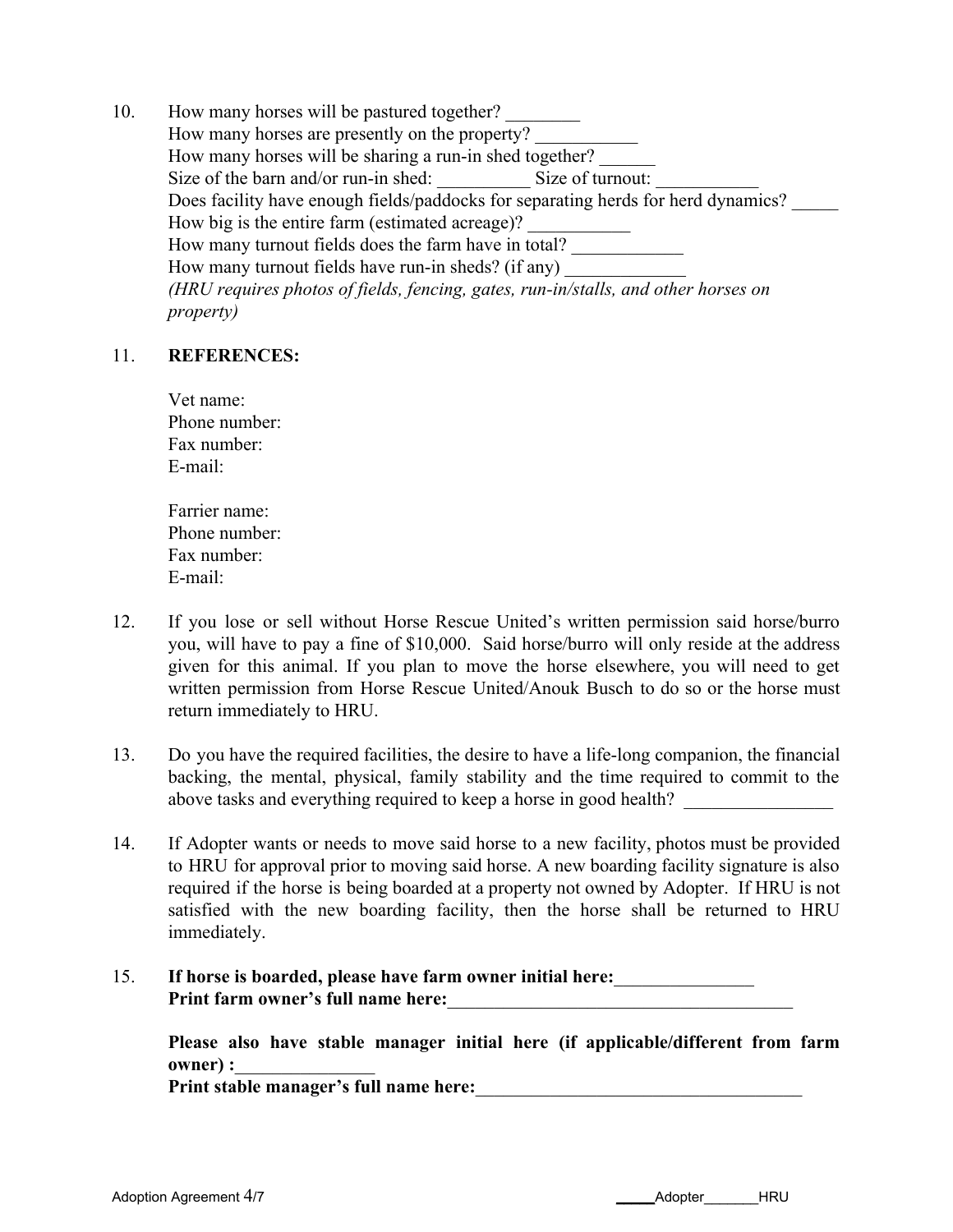10. How many horses will be pastured together? ________
    How many horses are presently on the property? ___________
    How many horses will be sharing a run-in shed together? ______
    Size of the barn and/or run-in shed: __________ Size of turnout: ___________
    Does facility have enough fields/paddocks for separating herds for herd dynamics? _____
    How big is the entire farm (estimated acreage)? ___________
    How many turnout fields does the farm have in total? ____________
    How many turnout fields have run-in sheds? (if any) _____________
    *(HRU requires photos of fields, fencing, gates, run-in/stalls, and other horses on property)*

11. **REFERENCES:**

    Vet name:
    Phone number:
    Fax number:
    E-mail:

    Farrier name:
    Phone number:
    Fax number:
    E-mail:

12. If you lose or sell without Horse Rescue United's written permission said horse/burro you, will have to pay a fine of $10,000. Said horse/burro will only reside at the address given for this animal. If you plan to move the horse elsewhere, you will need to get written permission from Horse Rescue United/Anouk Busch to do so or the horse must return immediately to HRU.

13. Do you have the required facilities, the desire to have a life-long companion, the financial backing, the mental, physical, family stability and the time required to commit to the above tasks and everything required to keep a horse in good health? ________________

14. If Adopter wants or needs to move said horse to a new facility, photos must be provided to HRU for approval prior to moving said horse. A new boarding facility signature is also required if the horse is being boarded at a property not owned by Adopter. If HRU is not satisfied with the new boarding facility, then the horse shall be returned to HRU immediately.

15. **If horse is boarded, please have farm owner initial here:_______________**
    **Print farm owner's full name here:______________________________________**

    **Please also have stable manager initial here (if applicable/different from farm owner) :_______________**
    **Print stable manager's full name here:____________________________________**

_____Adopter_______HRU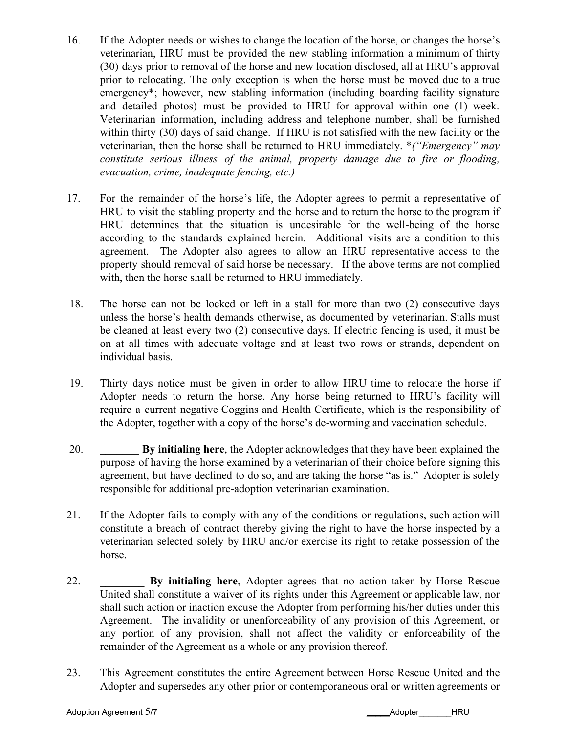16. If the Adopter needs or wishes to change the location of the horse, or changes the horse's veterinarian, HRU must be provided the new stabling information a minimum of thirty (30) days prior to removal of the horse and new location disclosed, all at HRU's approval prior to relocating. The only exception is when the horse must be moved due to a true emergency*; however, new stabling information (including boarding facility signature and detailed photos) must be provided to HRU for approval within one (1) week. Veterinarian information, including address and telephone number, shall be furnished within thirty (30) days of said change. If HRU is not satisfied with the new facility or the veterinarian, then the horse shall be returned to HRU immediately. **("Emergency" may constitute serious illness of the animal, property damage due to fire or flooding, evacuation, crime, inadequate fencing, etc.)*

17. For the remainder of the horse's life, the Adopter agrees to permit a representative of HRU to visit the stabling property and the horse and to return the horse to the program if HRU determines that the situation is undesirable for the well-being of the horse according to the standards explained herein. Additional visits are a condition to this agreement. The Adopter also agrees to allow an HRU representative access to the property should removal of said horse be necessary. If the above terms are not complied with, then the horse shall be returned to HRU immediately.

18. The horse can not be locked or left in a stall for more than two (2) consecutive days unless the horse's health demands otherwise, as documented by veterinarian. Stalls must be cleaned at least every two (2) consecutive days. If electric fencing is used, it must be on at all times with adequate voltage and at least two rows or strands, dependent on individual basis.

19. Thirty days notice must be given in order to allow HRU time to relocate the horse if Adopter needs to return the horse. Any horse being returned to HRU's facility will require a current negative Coggins and Health Certificate, which is the responsibility of the Adopter, together with a copy of the horse's de-worming and vaccination schedule.

20. **_______ By initialing here**, the Adopter acknowledges that they have been explained the purpose of having the horse examined by a veterinarian of their choice before signing this agreement, but have declined to do so, and are taking the horse "as is." Adopter is solely responsible for additional pre-adoption veterinarian examination.

21. If the Adopter fails to comply with any of the conditions or regulations, such action will constitute a breach of contract thereby giving the right to have the horse inspected by a veterinarian selected solely by HRU and/or exercise its right to retake possession of the horse.

22. **________ By initialing here**, Adopter agrees that no action taken by Horse Rescue United shall constitute a waiver of its rights under this Agreement or applicable law, nor shall such action or inaction excuse the Adopter from performing his/her duties under this Agreement. The invalidity or unenforceability of any provision of this Agreement, or any portion of any provision, shall not affect the validity or enforceability of the remainder of the Agreement as a whole or any provision thereof.

23. This Agreement constitutes the entire Agreement between Horse Rescue United and the Adopter and supersedes any other prior or contemporaneous oral or written agreements or

_____Adopter_______HRU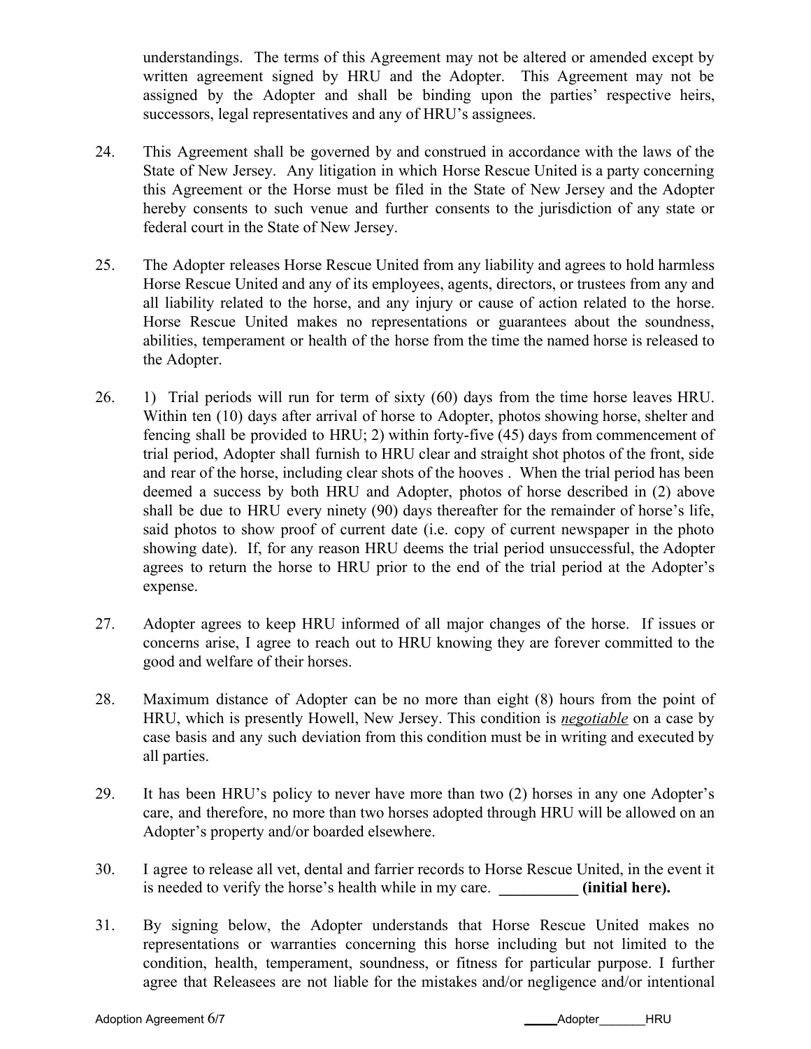understandings. The terms of this Agreement may not be altered or amended except by written agreement signed by HRU and the Adopter. This Agreement may not be assigned by the Adopter and shall be binding upon the parties' respective heirs, successors, legal representatives and any of HRU's assignees.

24. This Agreement shall be governed by and construed in accordance with the laws of the State of New Jersey. Any litigation in which Horse Rescue United is a party concerning this Agreement or the Horse must be filed in the State of New Jersey and the Adopter hereby consents to such venue and further consents to the jurisdiction of any state or federal court in the State of New Jersey.

25. The Adopter releases Horse Rescue United from any liability and agrees to hold harmless Horse Rescue United and any of its employees, agents, directors, or trustees from any and all liability related to the horse, and any injury or cause of action related to the horse. Horse Rescue United makes no representations or guarantees about the soundness, abilities, temperament or health of the horse from the time the named horse is released to the Adopter.

26. 1) Trial periods will run for term of sixty (60) days from the time horse leaves HRU. Within ten (10) days after arrival of horse to Adopter, photos showing horse, shelter and fencing shall be provided to HRU; 2) within forty-five (45) days from commencement of trial period, Adopter shall furnish to HRU clear and straight shot photos of the front, side and rear of the horse, including clear shots of the hooves . When the trial period has been deemed a success by both HRU and Adopter, photos of horse described in (2) above shall be due to HRU every ninety (90) days thereafter for the remainder of horse's life, said photos to show proof of current date (i.e. copy of current newspaper in the photo showing date). If, for any reason HRU deems the trial period unsuccessful, the Adopter agrees to return the horse to HRU prior to the end of the trial period at the Adopter's expense.

27. Adopter agrees to keep HRU informed of all major changes of the horse. If issues or concerns arise, I agree to reach out to HRU knowing they are forever committed to the good and welfare of their horses.

28. Maximum distance of Adopter can be no more than eight (8) hours from the point of HRU, which is presently Howell, New Jersey. This condition is ***negotiable*** on a case by case basis and any such deviation from this condition must be in writing and executed by all parties.

29. It has been HRU's policy to never have more than two (2) horses in any one Adopter's care, and therefore, no more than two horses adopted through HRU will be allowed on an Adopter's property and/or boarded elsewhere.

30. I agree to release all vet, dental and farrier records to Horse Rescue United, in the event it is needed to verify the horse's health while in my care. **__________ (initial here).**

31. By signing below, the Adopter understands that Horse Rescue United makes no representations or warranties concerning this horse including but not limited to the condition, health, temperament, soundness, or fitness for particular purpose. I further agree that Releasees are not liable for the mistakes and/or negligence and/or intentional

_____Adopter_______HRU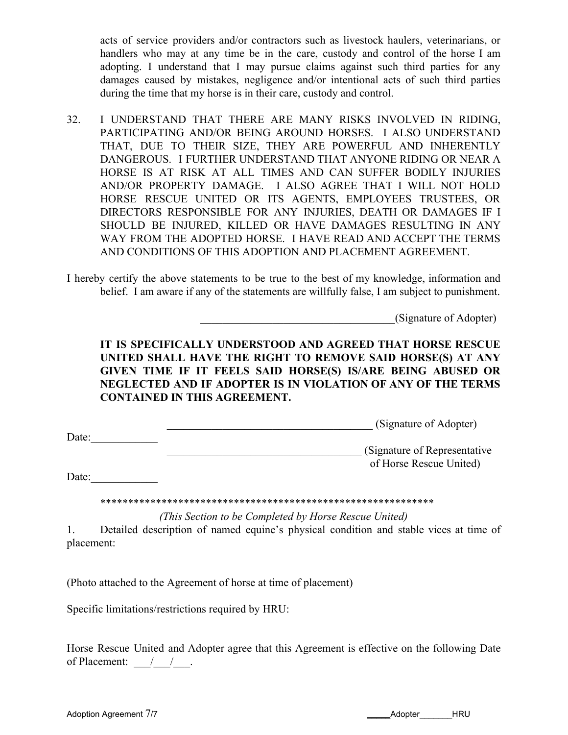acts of service providers and/or contractors such as livestock haulers, veterinarians, or handlers who may at any time be in the care, custody and control of the horse I am adopting. I understand that I may pursue claims against such third parties for any damages caused by mistakes, negligence and/or intentional acts of such third parties during the time that my horse is in their care, custody and control.

32. I UNDERSTAND THAT THERE ARE MANY RISKS INVOLVED IN RIDING, PARTICIPATING AND/OR BEING AROUND HORSES. I ALSO UNDERSTAND THAT, DUE TO THEIR SIZE, THEY ARE POWERFUL AND INHERENTLY DANGEROUS. I FURTHER UNDERSTAND THAT ANYONE RIDING OR NEAR A HORSE IS AT RISK AT ALL TIMES AND CAN SUFFER BODILY INJURIES AND/OR PROPERTY DAMAGE. I ALSO AGREE THAT I WILL NOT HOLD HORSE RESCUE UNITED OR ITS AGENTS, EMPLOYEES TRUSTEES, OR DIRECTORS RESPONSIBLE FOR ANY INJURIES, DEATH OR DAMAGES IF I SHOULD BE INJURED, KILLED OR HAVE DAMAGES RESULTING IN ANY WAY FROM THE ADOPTED HORSE. I HAVE READ AND ACCEPT THE TERMS AND CONDITIONS OF THIS ADOPTION AND PLACEMENT AGREEMENT.

I hereby certify the above statements to be true to the best of my knowledge, information and belief. I am aware if any of the statements are willfully false, I am subject to punishment.

___________________________________(Signature of Adopter)

**IT IS SPECIFICALLY UNDERSTOOD AND AGREED THAT HORSE RESCUE UNITED SHALL HAVE THE RIGHT TO REMOVE SAID HORSE(S) AT ANY GIVEN TIME IF IT FEELS SAID HORSE(S) IS/ARE BEING ABUSED OR NEGLECTED AND IF ADOPTER IS IN VIOLATION OF ANY OF THE TERMS CONTAINED IN THIS AGREEMENT.**

_____________________________________ (Signature of Adopter)

Date:____________

___________________________________ (Signature of Representative of Horse Rescue United)

Date:____________

************************************************************

*(This Section to be Completed by Horse Rescue United)*

1. Detailed description of named equine's physical condition and stable vices at time of placement:

(Photo attached to the Agreement of horse at time of placement)

Specific limitations/restrictions required by HRU:

Horse Rescue United and Adopter agree that this Agreement is effective on the following Date of Placement: ___/___/___.

_____Adopter_______HRU